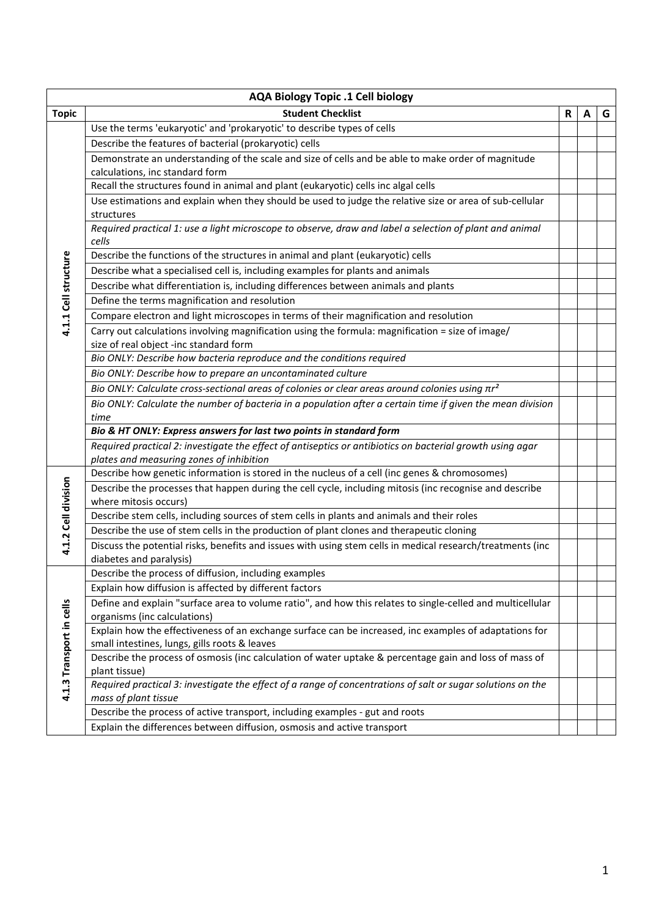| AQA Biology Topic .1 Cell biology | | | | |
|---|---|---|---|---|
| **Topic** | **Student Checklist** | **R** | **A** | **G** |
| 4.1.1 Cell structure | Use the terms 'eukaryotic' and 'prokaryotic' to describe types of cells | | | |
| | Describe the features of bacterial (prokaryotic) cells | | | |
| | Demonstrate an understanding of the scale and size of cells and be able to make order of magnitude calculations, inc standard form | | | |
| | Recall the structures found in animal and plant (eukaryotic) cells inc algal cells | | | |
| | Use estimations and explain when they should be used to judge the relative size or area of sub-cellular structures | | | |
| | *Required practical 1: use a light microscope to observe, draw and label a selection of plant and animal cells* | | | |
| | Describe the functions of the structures in animal and plant (eukaryotic) cells | | | |
| | Describe what a specialised cell is, including examples for plants and animals | | | |
| | Describe what differentiation is, including differences between animals and plants | | | |
| | Define the terms magnification and resolution | | | |
| | Compare electron and light microscopes in terms of their magnification and resolution | | | |
| | Carry out calculations involving magnification using the formula: magnification = size of image/ size of real object -inc standard form | | | |
| | *Bio ONLY: Describe how bacteria reproduce and the conditions required* | | | |
| | *Bio ONLY: Describe how to prepare an uncontaminated culture* | | | |
| | *Bio ONLY: Calculate cross-sectional areas of colonies or clear areas around colonies using $\pi r^2$* | | | |
| | *Bio ONLY: Calculate the number of bacteria in a population after a certain time if given the mean division time* | | | |
| | ***Bio & HT ONLY: Express answers for last two points in standard form*** | | | |
| | *Required practical 2: investigate the effect of antiseptics or antibiotics on bacterial growth using agar plates and measuring zones of inhibition* | | | |
| 4.1.2 Cell division | Describe how genetic information is stored in the nucleus of a cell (inc genes & chromosomes) | | | |
| | Describe the processes that happen during the cell cycle, including mitosis (inc recognise and describe where mitosis occurs) | | | |
| | Describe stem cells, including sources of stem cells in plants and animals and their roles | | | |
| | Describe the use of stem cells in the production of plant clones and therapeutic cloning | | | |
| | Discuss the potential risks, benefits and issues with using stem cells in medical research/treatments (inc diabetes and paralysis) | | | |
| 4.1.3 Transport in cells | Describe the process of diffusion, including examples | | | |
| | Explain how diffusion is affected by different factors | | | |
| | Define and explain "surface area to volume ratio", and how this relates to single-celled and multicellular organisms (inc calculations) | | | |
| | Explain how the effectiveness of an exchange surface can be increased, inc examples of adaptations for small intestines, lungs, gills roots & leaves | | | |
| | Describe the process of osmosis (inc calculation of water uptake & percentage gain and loss of mass of plant tissue) | | | |
| | *Required practical 3: investigate the effect of a range of concentrations of salt or sugar solutions on the mass of plant tissue* | | | |
| | Describe the process of active transport, including examples - gut and roots | | | |
| | Explain the differences between diffusion, osmosis and active transport | | | |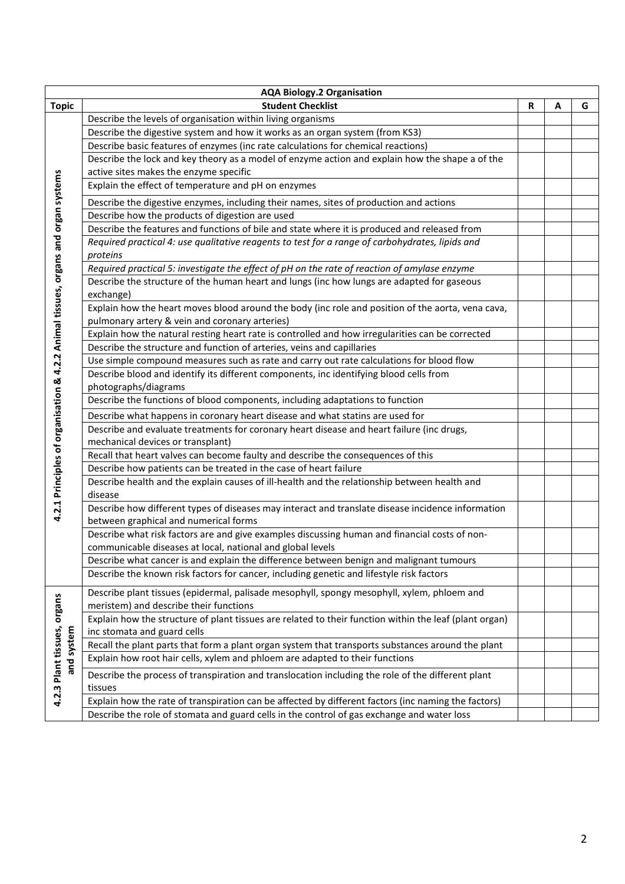| AQA Biology.2 Organisation | | | | |
|---|---|---|---|---|
| **Topic** | **Student Checklist** | **R** | **A** | **G** |
| 4.2.1 Principles of organisation & 4.2.2 Animal tissues, organs and organ systems | Describe the levels of organisation within living organisms | | | |
| | Describe the digestive system and how it works as an organ system (from KS3) | | | |
| | Describe basic features of enzymes (inc rate calculations for chemical reactions) | | | |
| | Describe the lock and key theory as a model of enzyme action and explain how the shape a of the active sites makes the enzyme specific | | | |
| | Explain the effect of temperature and pH on enzymes | | | |
| | Describe the digestive enzymes, including their names, sites of production and actions | | | |
| | Describe how the products of digestion are used | | | |
| | Describe the features and functions of bile and state where it is produced and released from | | | |
| | *Required practical 4: use qualitative reagents to test for a range of carbohydrates, lipids and proteins* | | | |
| | *Required practical 5: investigate the effect of pH on the rate of reaction of amylase enzyme* | | | |
| | Describe the structure of the human heart and lungs (inc how lungs are adapted for gaseous exchange) | | | |
| | Explain how the heart moves blood around the body (inc role and position of the aorta, vena cava, pulmonary artery & vein and coronary arteries) | | | |
| | Explain how the natural resting heart rate is controlled and how irregularities can be corrected | | | |
| | Describe the structure and function of arteries, veins and capillaries | | | |
| | Use simple compound measures such as rate and carry out rate calculations for blood flow | | | |
| | Describe blood and identify its different components, inc identifying blood cells from photographs/diagrams | | | |
| | Describe the functions of blood components, including adaptations to function | | | |
| | Describe what happens in coronary heart disease and what statins are used for | | | |
| | Describe and evaluate treatments for coronary heart disease and heart failure (inc drugs, mechanical devices or transplant) | | | |
| | Recall that heart valves can become faulty and describe the consequences of this | | | |
| | Describe how patients can be treated in the case of heart failure | | | |
| | Describe health and the explain causes of ill-health and the relationship between health and disease | | | |
| | Describe how different types of diseases may interact and translate disease incidence information between graphical and numerical forms | | | |
| | Describe what risk factors are and give examples discussing human and financial costs of non-communicable diseases at local, national and global levels | | | |
| | Describe what cancer is and explain the difference between benign and malignant tumours | | | |
| | Describe the known risk factors for cancer, including genetic and lifestyle risk factors | | | |
| 4.2.3 Plant tissues, organs and system | Describe plant tissues (epidermal, palisade mesophyll, spongy mesophyll, xylem, phloem and meristem) and describe their functions | | | |
| | Explain how the structure of plant tissues are related to their function within the leaf (plant organ) inc stomata and guard cells | | | |
| | Recall the plant parts that form a plant organ system that transports substances around the plant | | | |
| | Explain how root hair cells, xylem and phloem are adapted to their functions | | | |
| | Describe the process of transpiration and translocation including the role of the different plant tissues | | | |
| | Explain how the rate of transpiration can be affected by different factors (inc naming the factors) | | | |
| | Describe the role of stomata and guard cells in the control of gas exchange and water loss | | | |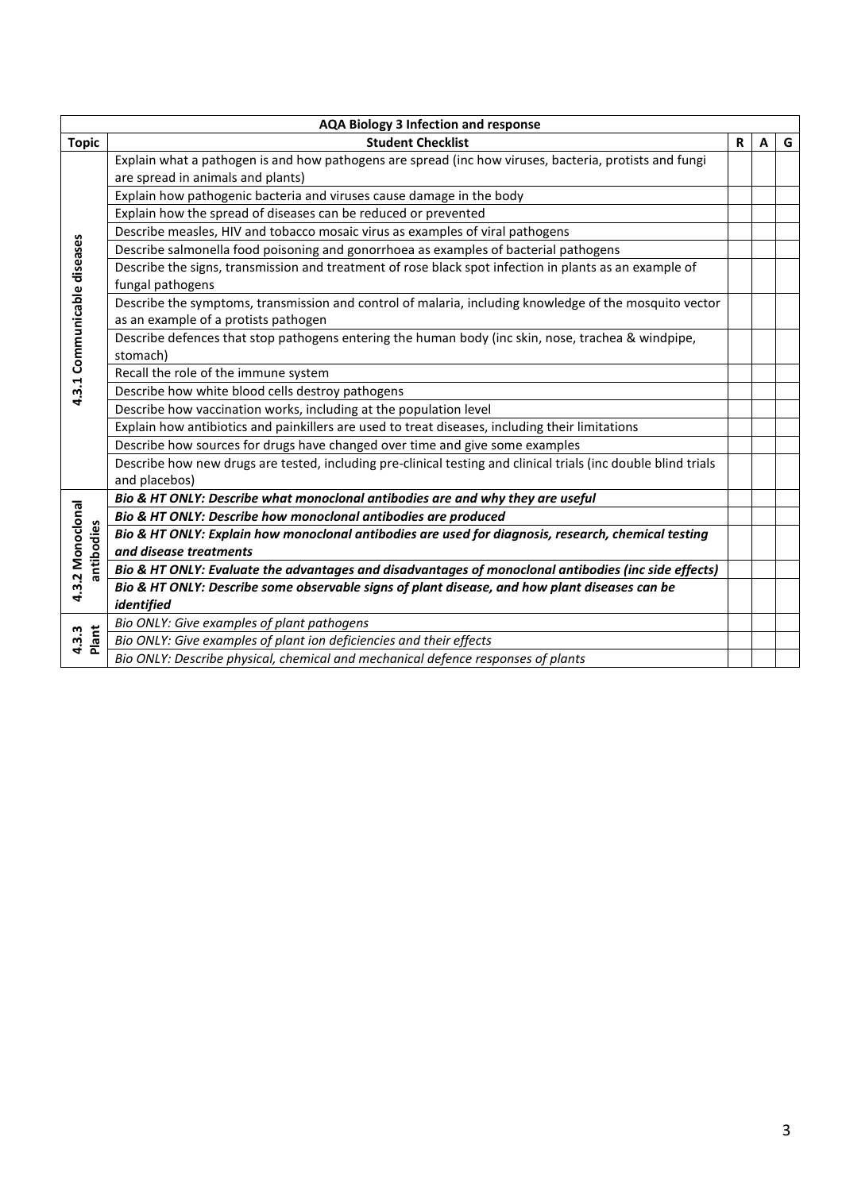| AQA Biology 3 Infection and response | | | | |
|---|---|---|---|---|
| **Topic** | **Student Checklist** | **R** | **A** | **G** |
| **4.3.1 Communicable diseases** | Explain what a pathogen is and how pathogens are spread (inc how viruses, bacteria, protists and fungi are spread in animals and plants) | | | |
| | Explain how pathogenic bacteria and viruses cause damage in the body | | | |
| | Explain how the spread of diseases can be reduced or prevented | | | |
| | Describe measles, HIV and tobacco mosaic virus as examples of viral pathogens | | | |
| | Describe salmonella food poisoning and gonorrhoea as examples of bacterial pathogens | | | |
| | Describe the signs, transmission and treatment of rose black spot infection in plants as an example of fungal pathogens | | | |
| | Describe the symptoms, transmission and control of malaria, including knowledge of the mosquito vector as an example of a protists pathogen | | | |
| | Describe defences that stop pathogens entering the human body (inc skin, nose, trachea & windpipe, stomach) | | | |
| | Recall the role of the immune system | | | |
| | Describe how white blood cells destroy pathogens | | | |
| | Describe how vaccination works, including at the population level | | | |
| | Explain how antibiotics and painkillers are used to treat diseases, including their limitations | | | |
| | Describe how sources for drugs have changed over time and give some examples | | | |
| | Describe how new drugs are tested, including pre-clinical testing and clinical trials (inc double blind trials and placebos) | | | |
| **4.3.2 Monoclonal antibodies** | ***Bio & HT ONLY: Describe what monoclonal antibodies are and why they are useful*** | | | |
| | ***Bio & HT ONLY: Describe how monoclonal antibodies are produced*** | | | |
| | ***Bio & HT ONLY: Explain how monoclonal antibodies are used for diagnosis, research, chemical testing and disease treatments*** | | | |
| | ***Bio & HT ONLY: Evaluate the advantages and disadvantages of monoclonal antibodies (inc side effects)*** | | | |
| | ***Bio & HT ONLY: Describe some observable signs of plant disease, and how plant diseases can be identified*** | | | |
| **4.3.3 Plant** | *Bio ONLY: Give examples of plant pathogens* | | | |
| | *Bio ONLY: Give examples of plant ion deficiencies and their effects* | | | |
| | *Bio ONLY: Describe physical, chemical and mechanical defence responses of plants* | | | |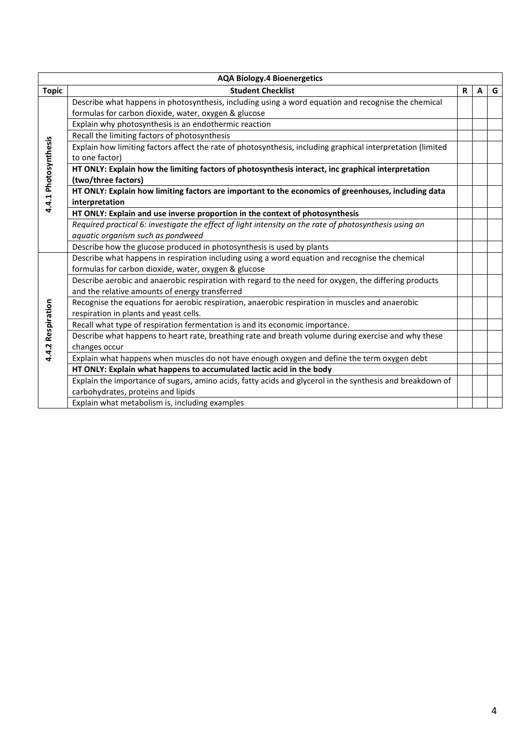| AQA Biology.4 Bioenergetics | | | | |
|---|---|---|---|---|
| **Topic** | **Student Checklist** | **R** | **A** | **G** |
| **4.4.1 Photosynthesis** | Describe what happens in photosynthesis, including using a word equation and recognise the chemical formulas for carbon dioxide, water, oxygen & glucose | | | |
| | Explain why photosynthesis is an endothermic reaction | | | |
| | Recall the limiting factors of photosynthesis | | | |
| | Explain how limiting factors affect the rate of photosynthesis, including graphical interpretation (limited to one factor) | | | |
| | **HT ONLY: Explain how the limiting factors of photosynthesis interact, inc graphical interpretation (two/three factors)** | | | |
| | **HT ONLY: Explain how limiting factors are important to the economics of greenhouses, including data interpretation** | | | |
| | **HT ONLY: Explain and use inverse proportion in the context of photosynthesis** | | | |
| | *Required practical 6: investigate the effect of light intensity on the rate of photosynthesis using an aquatic organism such as pondweed* | | | |
| | Describe how the glucose produced in photosynthesis is used by plants | | | |
| **4.4.2 Respiration** | Describe what happens in respiration including using a word equation and recognise the chemical formulas for carbon dioxide, water, oxygen & glucose | | | |
| | Describe aerobic and anaerobic respiration with regard to the need for oxygen, the differing products and the relative amounts of energy transferred | | | |
| | Recognise the equations for aerobic respiration, anaerobic respiration in muscles and anaerobic respiration in plants and yeast cells. | | | |
| | Recall what type of respiration fermentation is and its economic importance. | | | |
| | Describe what happens to heart rate, breathing rate and breath volume during exercise and why these changes occur | | | |
| | Explain what happens when muscles do not have enough oxygen and define the term oxygen debt | | | |
| | **HT ONLY: Explain what happens to accumulated lactic acid in the body** | | | |
| | Explain the importance of sugars, amino acids, fatty acids and glycerol in the synthesis and breakdown of carbohydrates, proteins and lipids | | | |
| | Explain what metabolism is, including examples | | | |